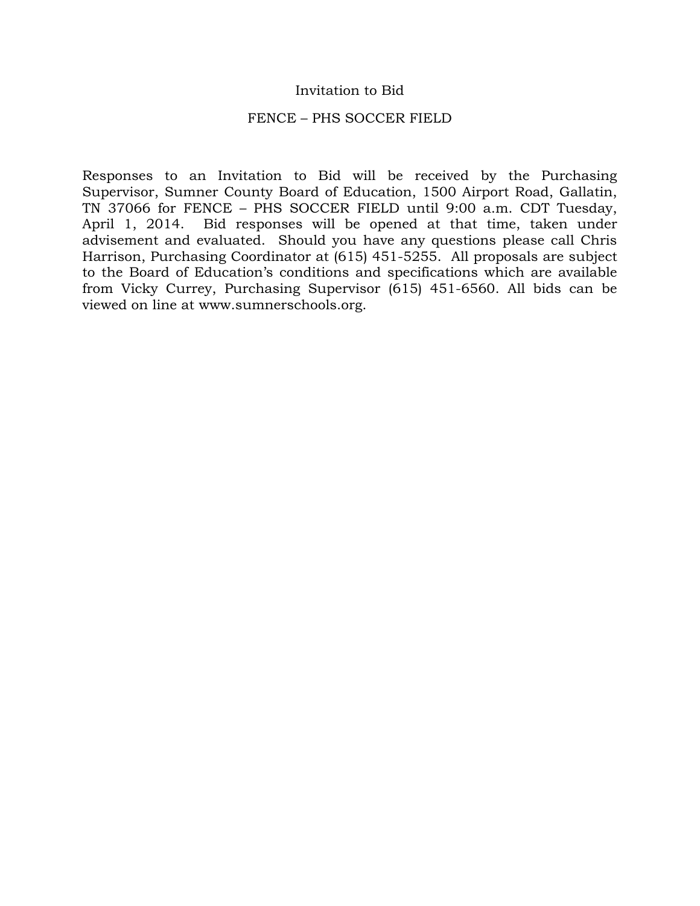# Invitation to Bid

## FENCE – PHS SOCCER FIELD

Responses to an Invitation to Bid will be received by the Purchasing Supervisor, Sumner County Board of Education, 1500 Airport Road, Gallatin, TN 37066 for FENCE – PHS SOCCER FIELD until 9:00 a.m. CDT Tuesday, April 1, 2014. Bid responses will be opened at that time, taken under advisement and evaluated. Should you have any questions please call Chris Harrison, Purchasing Coordinator at (615) 451-5255. All proposals are subject to the Board of Education's conditions and specifications which are available from Vicky Currey, Purchasing Supervisor (615) 451-6560. All bids can be viewed on line at www.sumnerschools.org.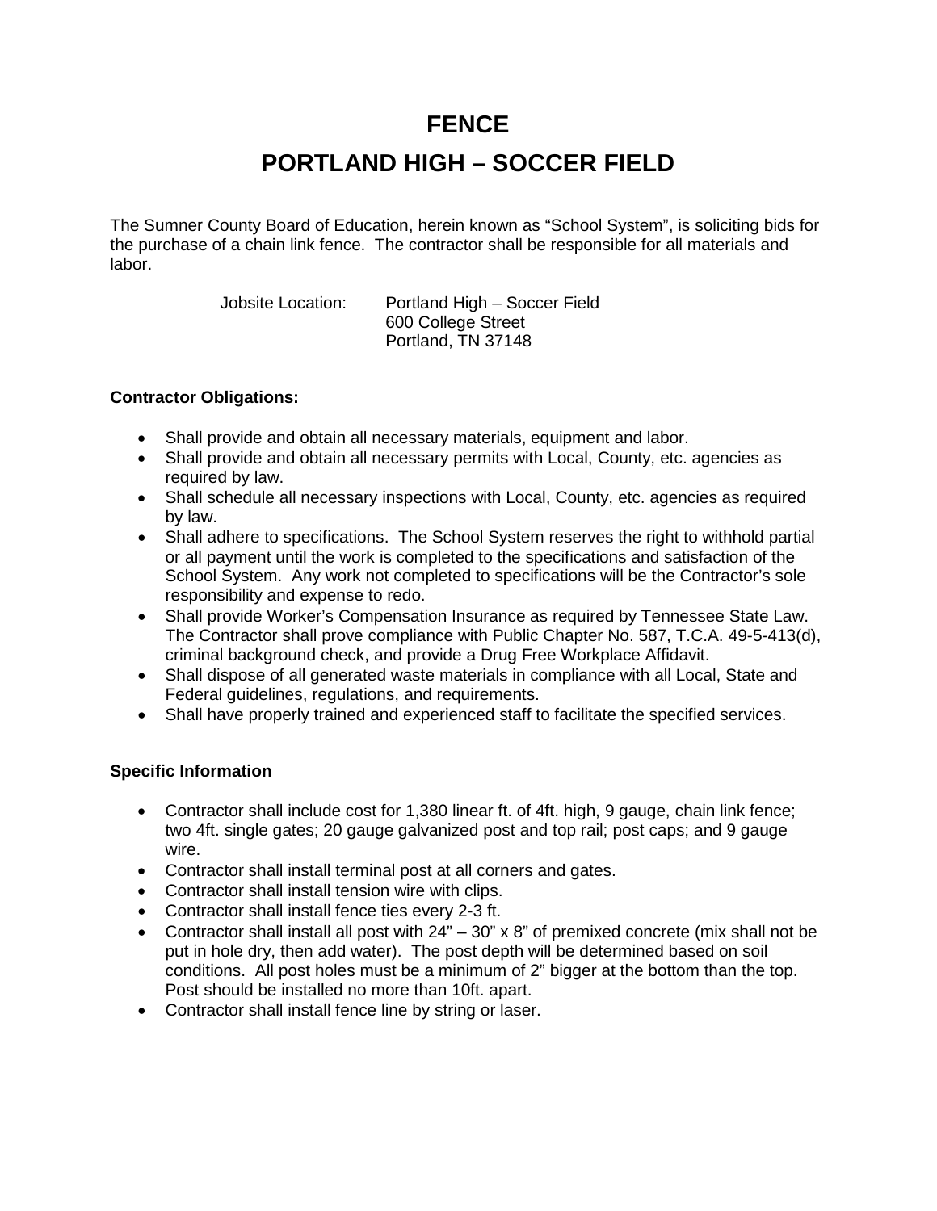# FENCE

# PORTLAND HIGH – SOCCER FIELD

The Sumner County Board of Education, herein known as "School System", is soliciting bids for the purchase of a chain link fence. The contractor shall be responsible for all materials and labor.

Jobsite Location: Portland High – Soccer Field
600 College Street
Portland, TN 37148

**Contractor Obligations:**

- Shall provide and obtain all necessary materials, equipment and labor.
- Shall provide and obtain all necessary permits with Local, County, etc. agencies as required by law.
- Shall schedule all necessary inspections with Local, County, etc. agencies as required by law.
- Shall adhere to specifications. The School System reserves the right to withhold partial or all payment until the work is completed to the specifications and satisfaction of the School System. Any work not completed to specifications will be the Contractor's sole responsibility and expense to redo.
- Shall provide Worker's Compensation Insurance as required by Tennessee State Law. The Contractor shall prove compliance with Public Chapter No. 587, T.C.A. 49-5-413(d), criminal background check, and provide a Drug Free Workplace Affidavit.
- Shall dispose of all generated waste materials in compliance with all Local, State and Federal guidelines, regulations, and requirements.
- Shall have properly trained and experienced staff to facilitate the specified services.

**Specific Information**

- Contractor shall include cost for 1,380 linear ft. of 4ft. high, 9 gauge, chain link fence; two 4ft. single gates; 20 gauge galvanized post and top rail; post caps; and 9 gauge wire.
- Contractor shall install terminal post at all corners and gates.
- Contractor shall install tension wire with clips.
- Contractor shall install fence ties every 2-3 ft.
- Contractor shall install all post with 24" – 30" x 8" of premixed concrete (mix shall not be put in hole dry, then add water). The post depth will be determined based on soil conditions. All post holes must be a minimum of 2" bigger at the bottom than the top. Post should be installed no more than 10ft. apart.
- Contractor shall install fence line by string or laser.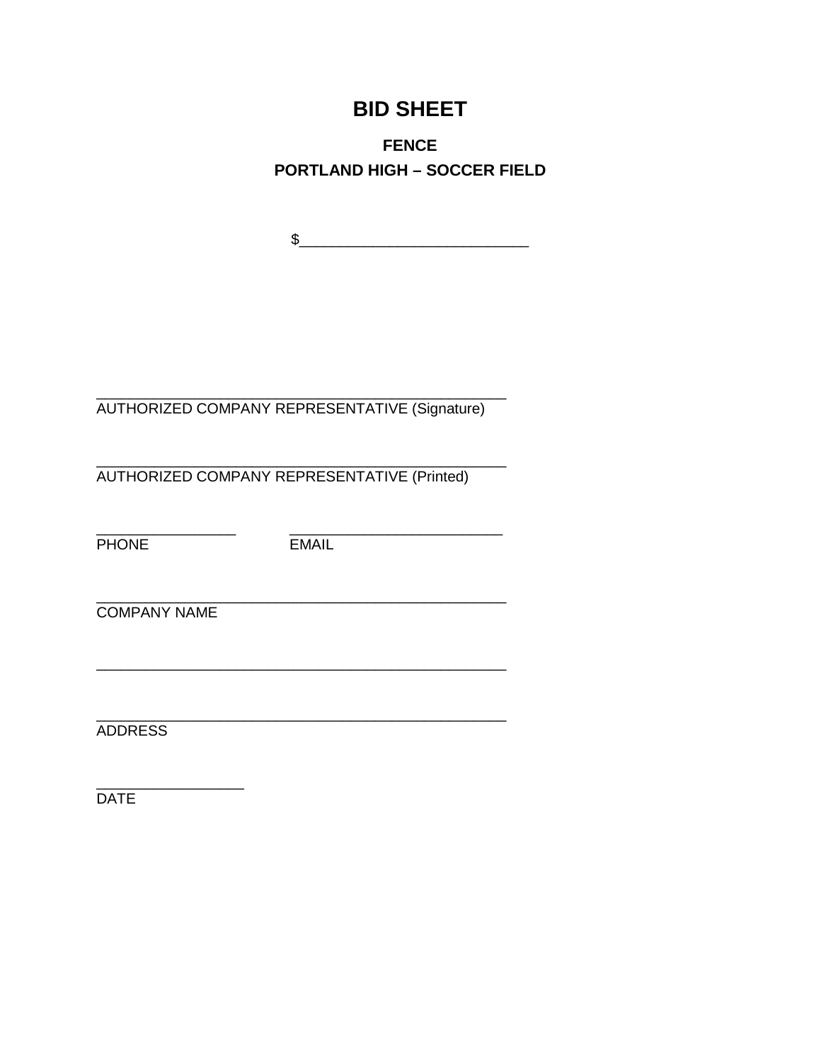# BID SHEET

## FENCE

## PORTLAND HIGH – SOCCER FIELD

$___________________________

___________________________________________________
AUTHORIZED COMPANY REPRESENTATIVE (Signature)

___________________________________________________
AUTHORIZED COMPANY REPRESENTATIVE (Printed)

_________________          __________________________
PHONE                              EMAIL

___________________________________________________
COMPANY NAME

___________________________________________________

___________________________________________________
ADDRESS

__________________
DATE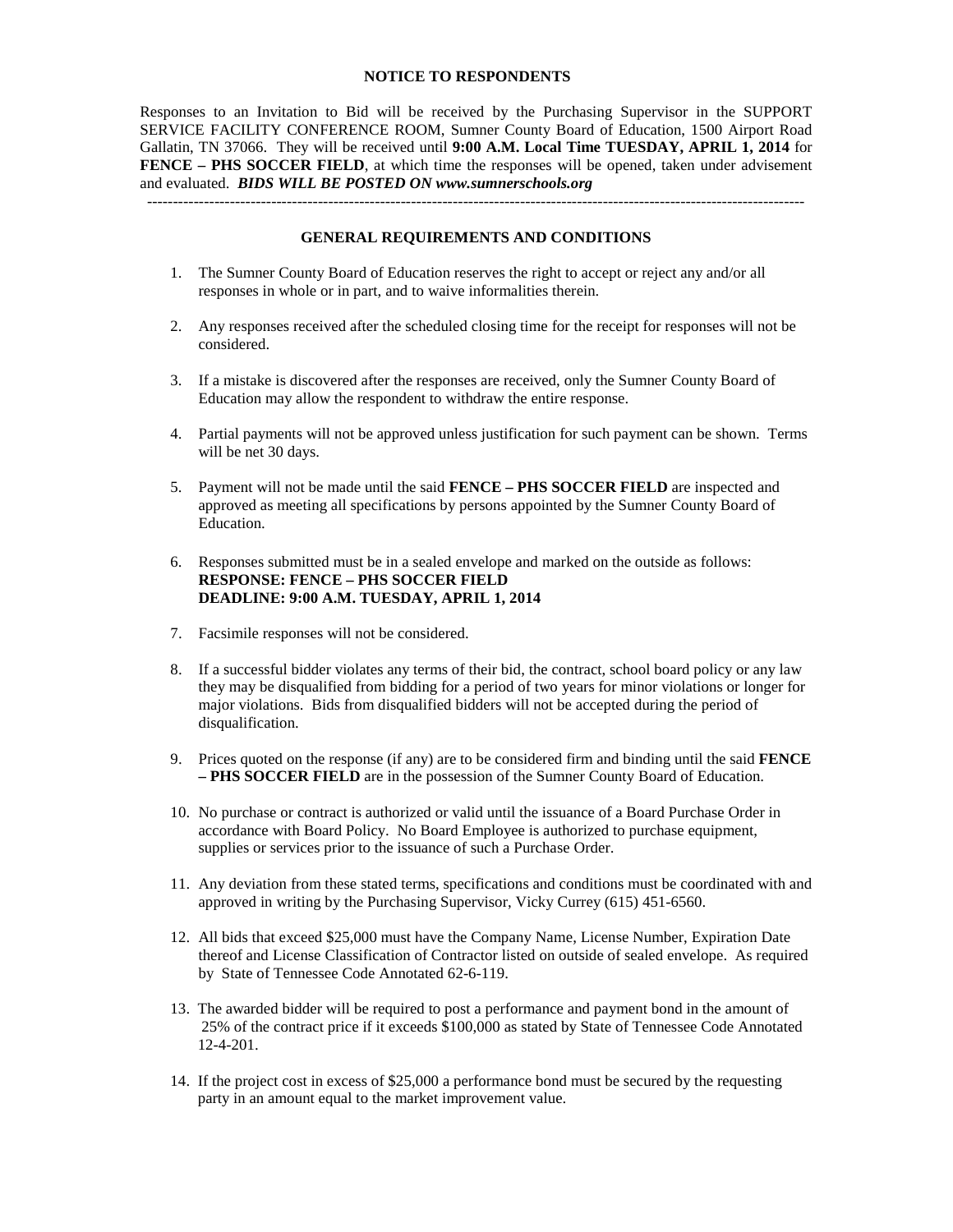## NOTICE TO RESPONDENTS

Responses to an Invitation to Bid will be received by the Purchasing Supervisor in the SUPPORT SERVICE FACILITY CONFERENCE ROOM, Sumner County Board of Education, 1500 Airport Road Gallatin, TN 37066. They will be received until **9:00 A.M. Local Time TUESDAY, APRIL 1, 2014** for **FENCE – PHS SOCCER FIELD**, at which time the responses will be opened, taken under advisement and evaluated. ***BIDS WILL BE POSTED ON www.sumnerschools.org***

---

## GENERAL REQUIREMENTS AND CONDITIONS

1. The Sumner County Board of Education reserves the right to accept or reject any and/or all responses in whole or in part, and to waive informalities therein.

2. Any responses received after the scheduled closing time for the receipt for responses will not be considered.

3. If a mistake is discovered after the responses are received, only the Sumner County Board of Education may allow the respondent to withdraw the entire response.

4. Partial payments will not be approved unless justification for such payment can be shown. Terms will be net 30 days.

5. Payment will not be made until the said **FENCE – PHS SOCCER FIELD** are inspected and approved as meeting all specifications by persons appointed by the Sumner County Board of Education.

6. Responses submitted must be in a sealed envelope and marked on the outside as follows:
   **RESPONSE: FENCE – PHS SOCCER FIELD**
   **DEADLINE: 9:00 A.M. TUESDAY, APRIL 1, 2014**

7. Facsimile responses will not be considered.

8. If a successful bidder violates any terms of their bid, the contract, school board policy or any law they may be disqualified from bidding for a period of two years for minor violations or longer for major violations. Bids from disqualified bidders will not be accepted during the period of disqualification.

9. Prices quoted on the response (if any) are to be considered firm and binding until the said **FENCE – PHS SOCCER FIELD** are in the possession of the Sumner County Board of Education.

10. No purchase or contract is authorized or valid until the issuance of a Board Purchase Order in accordance with Board Policy. No Board Employee is authorized to purchase equipment, supplies or services prior to the issuance of such a Purchase Order.

11. Any deviation from these stated terms, specifications and conditions must be coordinated with and approved in writing by the Purchasing Supervisor, Vicky Currey (615) 451-6560.

12. All bids that exceed $25,000 must have the Company Name, License Number, Expiration Date thereof and License Classification of Contractor listed on outside of sealed envelope. As required by State of Tennessee Code Annotated 62-6-119.

13. The awarded bidder will be required to post a performance and payment bond in the amount of 25% of the contract price if it exceeds $100,000 as stated by State of Tennessee Code Annotated 12-4-201.

14. If the project cost in excess of $25,000 a performance bond must be secured by the requesting party in an amount equal to the market improvement value.